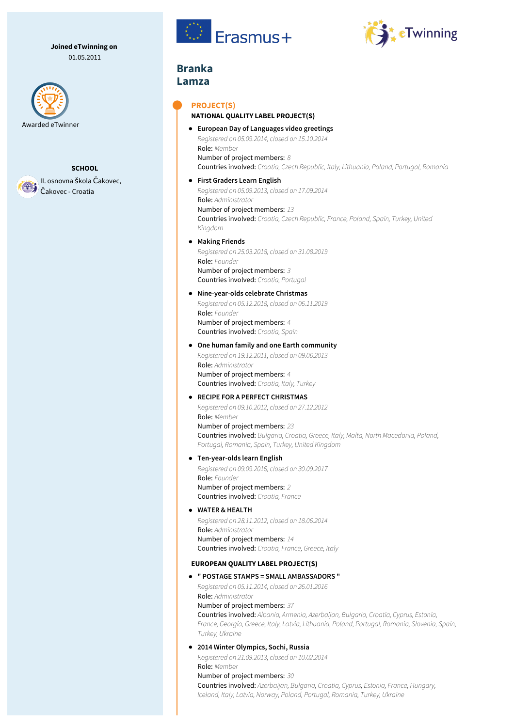**Joined eTwinning on**
01.05.2011

Awarded eTwinner

**SCHOOL**

II. osnovna škola Čakovec, Čakovec - Croatia

Erasmus+

eTwinning

# Branka Lamza

## PROJECT(S)

### NATIONAL QUALITY LABEL PROJECT(S)

- **European Day of Languages video greetings**
  *Registered on 05.09.2014, closed on 15.10.2014*
  Role: *Member*
  Number of project members: *8*
  Countries involved: *Croatia, Czech Republic, Italy, Lithuania, Poland, Portugal, Romania*

- **First Graders Learn English**
  *Registered on 05.09.2013, closed on 17.09.2014*
  Role: *Administrator*
  Number of project members: *13*
  Countries involved: *Croatia, Czech Republic, France, Poland, Spain, Turkey, United Kingdom*

- **Making Friends**
  *Registered on 25.03.2018, closed on 31.08.2019*
  Role: *Founder*
  Number of project members: *3*
  Countries involved: *Croatia, Portugal*

- **Nine-year-olds celebrate Christmas**
  *Registered on 05.12.2018, closed on 06.11.2019*
  Role: *Founder*
  Number of project members: *4*
  Countries involved: *Croatia, Spain*

- **One human family and one Earth community**
  *Registered on 19.12.2011, closed on 09.06.2013*
  Role: *Administrator*
  Number of project members: *4*
  Countries involved: *Croatia, Italy, Turkey*

- **RECIPE FOR A PERFECT CHRISTMAS**
  *Registered on 09.10.2012, closed on 27.12.2012*
  Role: *Member*
  Number of project members: *23*
  Countries involved: *Bulgaria, Croatia, Greece, Italy, Malta, North Macedonia, Poland, Portugal, Romania, Spain, Turkey, United Kingdom*

- **Ten-year-olds learn English**
  *Registered on 09.09.2016, closed on 30.09.2017*
  Role: *Founder*
  Number of project members: *2*
  Countries involved: *Croatia, France*

- **WATER & HEALTH**
  *Registered on 28.11.2012, closed on 18.06.2014*
  Role: *Administrator*
  Number of project members: *14*
  Countries involved: *Croatia, France, Greece, Italy*

### EUROPEAN QUALITY LABEL PROJECT(S)

- **" POSTAGE STAMPS = SMALL AMBASSADORS "**
  *Registered on 05.11.2014, closed on 26.01.2016*
  Role: *Administrator*
  Number of project members: *37*
  Countries involved: *Albania, Armenia, Azerbaijan, Bulgaria, Croatia, Cyprus, Estonia, France, Georgia, Greece, Italy, Latvia, Lithuania, Poland, Portugal, Romania, Slovenia, Spain, Turkey, Ukraine*

- **2014 Winter Olympics, Sochi, Russia**
  *Registered on 21.09.2013, closed on 10.02.2014*
  Role: *Member*
  Number of project members: *30*
  Countries involved: *Azerbaijan, Bulgaria, Croatia, Cyprus, Estonia, France, Hungary, Iceland, Italy, Latvia, Norway, Poland, Portugal, Romania, Turkey, Ukraine*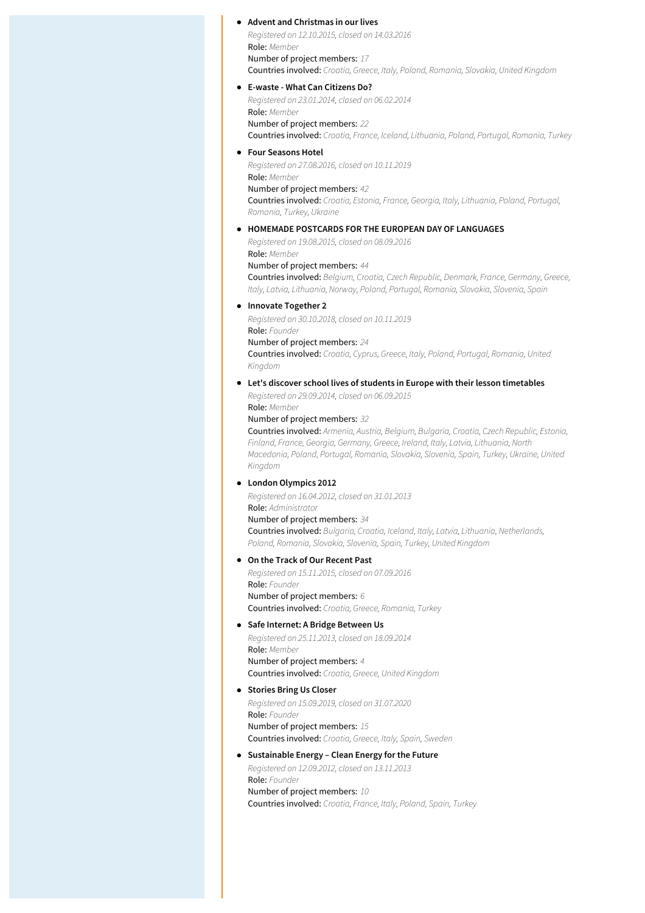- **Advent and Christmas in our lives**
  *Registered on 12.10.2015, closed on 14.03.2016*
  Role: *Member*
  Number of project members: *17*
  Countries involved: *Croatia, Greece, Italy, Poland, Romania, Slovakia, United Kingdom*

- **E-waste - What Can Citizens Do?**
  *Registered on 23.01.2014, closed on 06.02.2014*
  Role: *Member*
  Number of project members: *22*
  Countries involved: *Croatia, France, Iceland, Lithuania, Poland, Portugal, Romania, Turkey*

- **Four Seasons Hotel**
  *Registered on 27.08.2016, closed on 10.11.2019*
  Role: *Member*
  Number of project members: *42*
  Countries involved: *Croatia, Estonia, France, Georgia, Italy, Lithuania, Poland, Portugal, Romania, Turkey, Ukraine*

- **HOMEMADE POSTCARDS FOR THE EUROPEAN DAY OF LANGUAGES**
  *Registered on 19.08.2015, closed on 08.09.2016*
  Role: *Member*
  Number of project members: *44*
  Countries involved: *Belgium, Croatia, Czech Republic, Denmark, France, Germany, Greece, Italy, Latvia, Lithuania, Norway, Poland, Portugal, Romania, Slovakia, Slovenia, Spain*

- **Innovate Together 2**
  *Registered on 30.10.2018, closed on 10.11.2019*
  Role: *Founder*
  Number of project members: *24*
  Countries involved: *Croatia, Cyprus, Greece, Italy, Poland, Portugal, Romania, United Kingdom*

- **Let's discover school lives of students in Europe with their lesson timetables**
  *Registered on 29.09.2014, closed on 06.09.2015*
  Role: *Member*
  Number of project members: *32*
  Countries involved: *Armenia, Austria, Belgium, Bulgaria, Croatia, Czech Republic, Estonia, Finland, France, Georgia, Germany, Greece, Ireland, Italy, Latvia, Lithuania, North Macedonia, Poland, Portugal, Romania, Slovakia, Slovenia, Spain, Turkey, Ukraine, United Kingdom*

- **London Olympics 2012**
  *Registered on 16.04.2012, closed on 31.01.2013*
  Role: *Administrator*
  Number of project members: *34*
  Countries involved: *Bulgaria, Croatia, Iceland, Italy, Latvia, Lithuania, Netherlands, Poland, Romania, Slovakia, Slovenia, Spain, Turkey, United Kingdom*

- **On the Track of Our Recent Past**
  *Registered on 15.11.2015, closed on 07.09.2016*
  Role: *Founder*
  Number of project members: *6*
  Countries involved: *Croatia, Greece, Romania, Turkey*

- **Safe Internet: A Bridge Between Us**
  *Registered on 25.11.2013, closed on 18.09.2014*
  Role: *Member*
  Number of project members: *4*
  Countries involved: *Croatia, Greece, United Kingdom*

- **Stories Bring Us Closer**
  *Registered on 15.09.2019, closed on 31.07.2020*
  Role: *Founder*
  Number of project members: *15*
  Countries involved: *Croatia, Greece, Italy, Spain, Sweden*

- **Sustainable Energy – Clean Energy for the Future**
  *Registered on 12.09.2012, closed on 13.11.2013*
  Role: *Founder*
  Number of project members: *10*
  Countries involved: *Croatia, France, Italy, Poland, Spain, Turkey*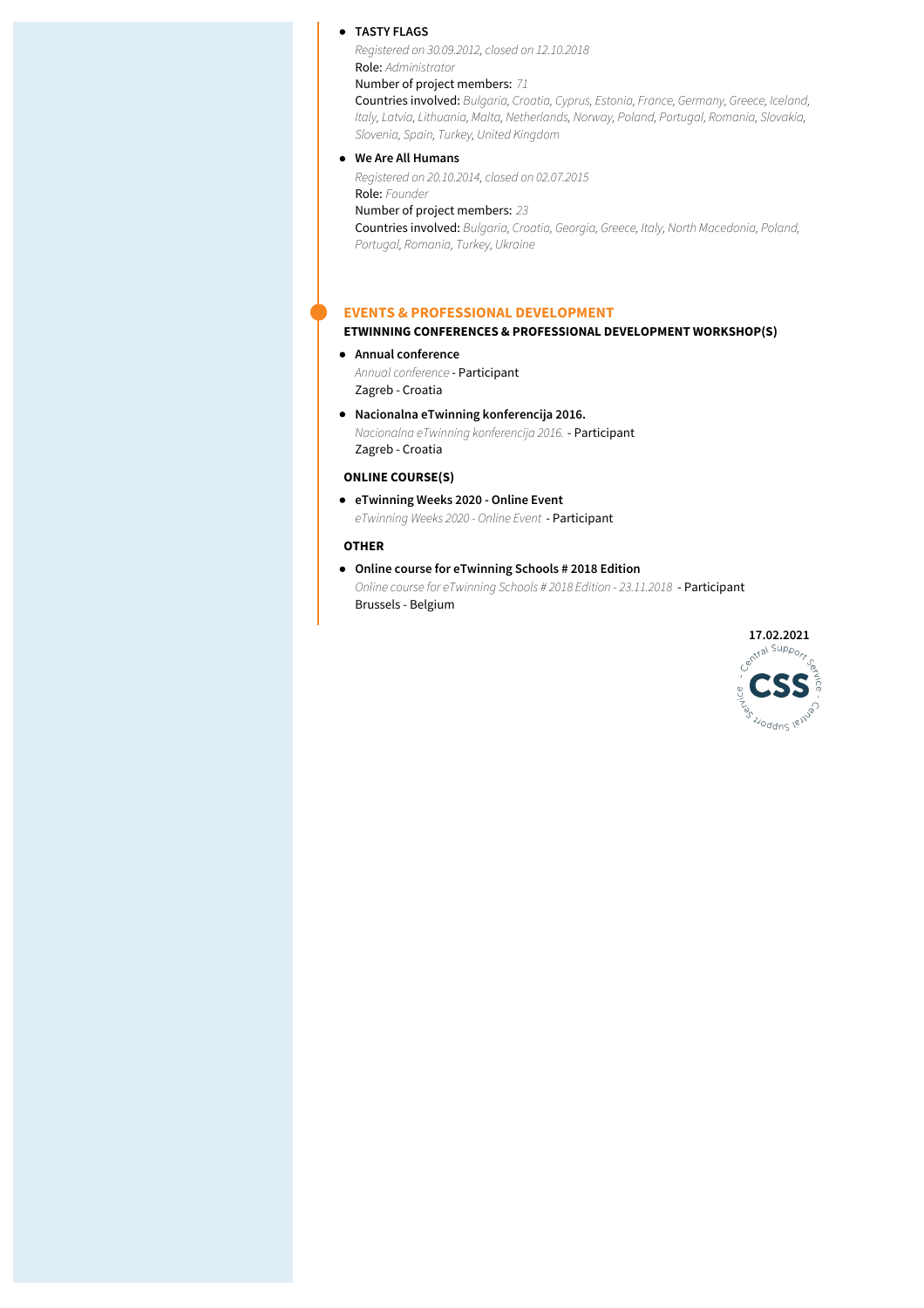- **TASTY FLAGS**
  *Registered on 30.09.2012, closed on 12.10.2018*
  Role: *Administrator*
  Number of project members: *71*
  Countries involved: *Bulgaria, Croatia, Cyprus, Estonia, France, Germany, Greece, Iceland, Italy, Latvia, Lithuania, Malta, Netherlands, Norway, Poland, Portugal, Romania, Slovakia, Slovenia, Spain, Turkey, United Kingdom*

- **We Are All Humans**
  *Registered on 20.10.2014, closed on 02.07.2015*
  Role: *Founder*
  Number of project members: *23*
  Countries involved: *Bulgaria, Croatia, Georgia, Greece, Italy, North Macedonia, Poland, Portugal, Romania, Turkey, Ukraine*

## EVENTS & PROFESSIONAL DEVELOPMENT

### ETWINNING CONFERENCES & PROFESSIONAL DEVELOPMENT WORKSHOP(S)

- **Annual conference**
  *Annual conference* - Participant
  Zagreb - Croatia

- **Nacionalna eTwinning konferencija 2016.**
  *Nacionalna eTwinning konferencija 2016.* - Participant
  Zagreb - Croatia

### ONLINE COURSE(S)

- **eTwinning Weeks 2020 - Online Event**
  *eTwinning Weeks 2020 - Online Event* - Participant

### OTHER

- **Online course for eTwinning Schools # 2018 Edition**
  *Online course for eTwinning Schools # 2018 Edition - 23.11.2018* - Participant
  Brussels - Belgium

**17.02.2021**

Central Support Service - CSS - Central Support Service